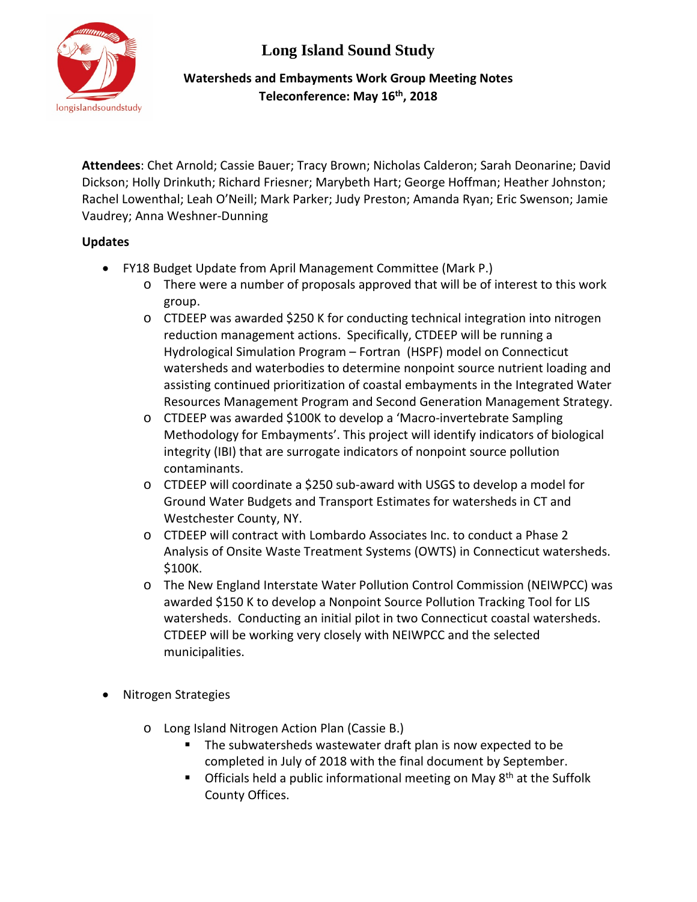# Long Island Sound Study

## Watersheds and Embayments Work Group Meeting Notes
## Teleconference: May 16th, 2018

**Attendees**: Chet Arnold; Cassie Bauer; Tracy Brown; Nicholas Calderon; Sarah Deonarine; David Dickson; Holly Drinkuth; Richard Friesner; Marybeth Hart; George Hoffman; Heather Johnston; Rachel Lowenthal; Leah O'Neill; Mark Parker; Judy Preston; Amanda Ryan; Eric Swenson; Jamie Vaudrey; Anna Weshner-Dunning

**Updates**

- FY18 Budget Update from April Management Committee (Mark P.)
  - There were a number of proposals approved that will be of interest to this work group.
  - CTDEEP was awarded $250 K for conducting technical integration into nitrogen reduction management actions. Specifically, CTDEEP will be running a Hydrological Simulation Program – Fortran (HSPF) model on Connecticut watersheds and waterbodies to determine nonpoint source nutrient loading and assisting continued prioritization of coastal embayments in the Integrated Water Resources Management Program and Second Generation Management Strategy.
  - CTDEEP was awarded $100K to develop a 'Macro-invertebrate Sampling Methodology for Embayments'. This project will identify indicators of biological integrity (IBI) that are surrogate indicators of nonpoint source pollution contaminants.
  - CTDEEP will coordinate a $250 sub-award with USGS to develop a model for Ground Water Budgets and Transport Estimates for watersheds in CT and Westchester County, NY.
  - CTDEEP will contract with Lombardo Associates Inc. to conduct a Phase 2 Analysis of Onsite Waste Treatment Systems (OWTS) in Connecticut watersheds. $100K.
  - The New England Interstate Water Pollution Control Commission (NEIWPCC) was awarded $150 K to develop a Nonpoint Source Pollution Tracking Tool for LIS watersheds. Conducting an initial pilot in two Connecticut coastal watersheds. CTDEEP will be working very closely with NEIWPCC and the selected municipalities.

- Nitrogen Strategies
  - Long Island Nitrogen Action Plan (Cassie B.)
    - The subwatersheds wastewater draft plan is now expected to be completed in July of 2018 with the final document by September.
    - Officials held a public informational meeting on May 8th at the Suffolk County Offices.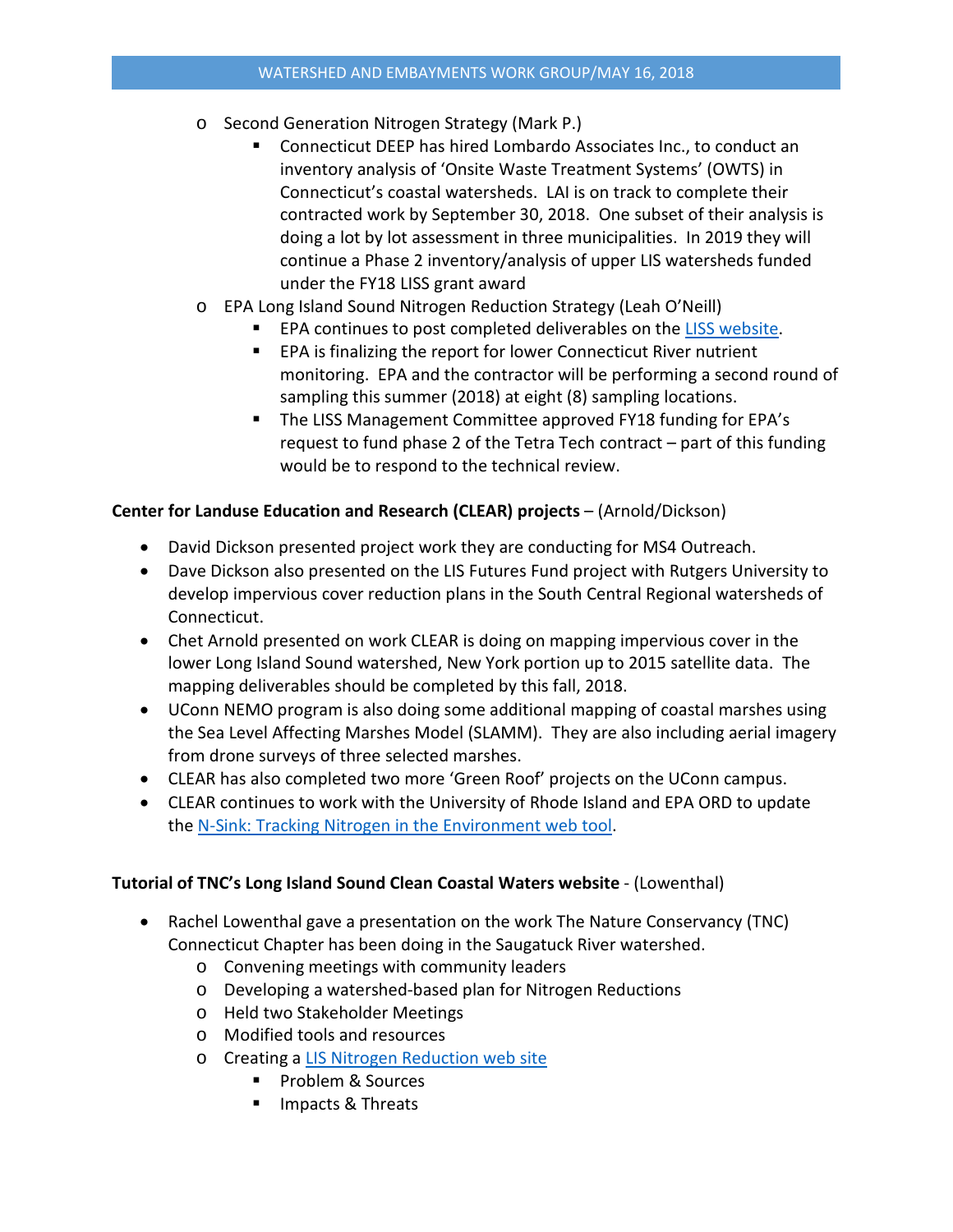- Second Generation Nitrogen Strategy (Mark P.)
    - Connecticut DEEP has hired Lombardo Associates Inc., to conduct an inventory analysis of 'Onsite Waste Treatment Systems' (OWTS) in Connecticut's coastal watersheds. LAI is on track to complete their contracted work by September 30, 2018. One subset of their analysis is doing a lot by lot assessment in three municipalities. In 2019 they will continue a Phase 2 inventory/analysis of upper LIS watersheds funded under the FY18 LISS grant award
- EPA Long Island Sound Nitrogen Reduction Strategy (Leah O'Neill)
    - EPA continues to post completed deliverables on the [LISS website](#).
    - EPA is finalizing the report for lower Connecticut River nutrient monitoring. EPA and the contractor will be performing a second round of sampling this summer (2018) at eight (8) sampling locations.
    - The LISS Management Committee approved FY18 funding for EPA's request to fund phase 2 of the Tetra Tech contract – part of this funding would be to respond to the technical review.

**Center for Landuse Education and Research (CLEAR) projects** – (Arnold/Dickson)

- David Dickson presented project work they are conducting for MS4 Outreach.
- Dave Dickson also presented on the LIS Futures Fund project with Rutgers University to develop impervious cover reduction plans in the South Central Regional watersheds of Connecticut.
- Chet Arnold presented on work CLEAR is doing on mapping impervious cover in the lower Long Island Sound watershed, New York portion up to 2015 satellite data. The mapping deliverables should be completed by this fall, 2018.
- UConn NEMO program is also doing some additional mapping of coastal marshes using the Sea Level Affecting Marshes Model (SLAMM). They are also including aerial imagery from drone surveys of three selected marshes.
- CLEAR has also completed two more 'Green Roof' projects on the UConn campus.
- CLEAR continues to work with the University of Rhode Island and EPA ORD to update the [N-Sink: Tracking Nitrogen in the Environment web tool](#).

**Tutorial of TNC's Long Island Sound Clean Coastal Waters website** - (Lowenthal)

- Rachel Lowenthal gave a presentation on the work The Nature Conservancy (TNC) Connecticut Chapter has been doing in the Saugatuck River watershed.
    - Convening meetings with community leaders
    - Developing a watershed-based plan for Nitrogen Reductions
    - Held two Stakeholder Meetings
    - Modified tools and resources
    - Creating a [LIS Nitrogen Reduction web site](#)
        - Problem & Sources
        - Impacts & Threats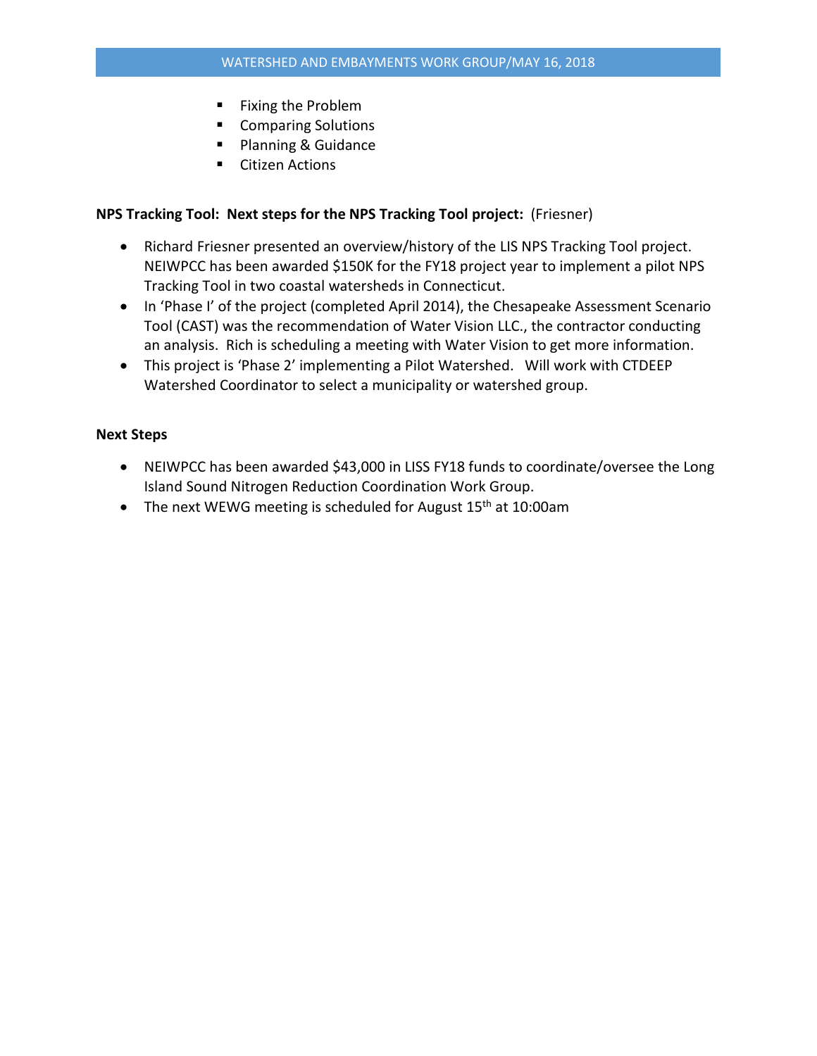- Fixing the Problem
- Comparing Solutions
- Planning & Guidance
- Citizen Actions

**NPS Tracking Tool: Next steps for the NPS Tracking Tool project:** (Friesner)

- Richard Friesner presented an overview/history of the LIS NPS Tracking Tool project. NEIWPCC has been awarded $150K for the FY18 project year to implement a pilot NPS Tracking Tool in two coastal watersheds in Connecticut.
- In 'Phase I' of the project (completed April 2014), the Chesapeake Assessment Scenario Tool (CAST) was the recommendation of Water Vision LLC., the contractor conducting an analysis. Rich is scheduling a meeting with Water Vision to get more information.
- This project is 'Phase 2' implementing a Pilot Watershed. Will work with CTDEEP Watershed Coordinator to select a municipality or watershed group.

**Next Steps**

- NEIWPCC has been awarded $43,000 in LISS FY18 funds to coordinate/oversee the Long Island Sound Nitrogen Reduction Coordination Work Group.
- The next WEWG meeting is scheduled for August 15th at 10:00am